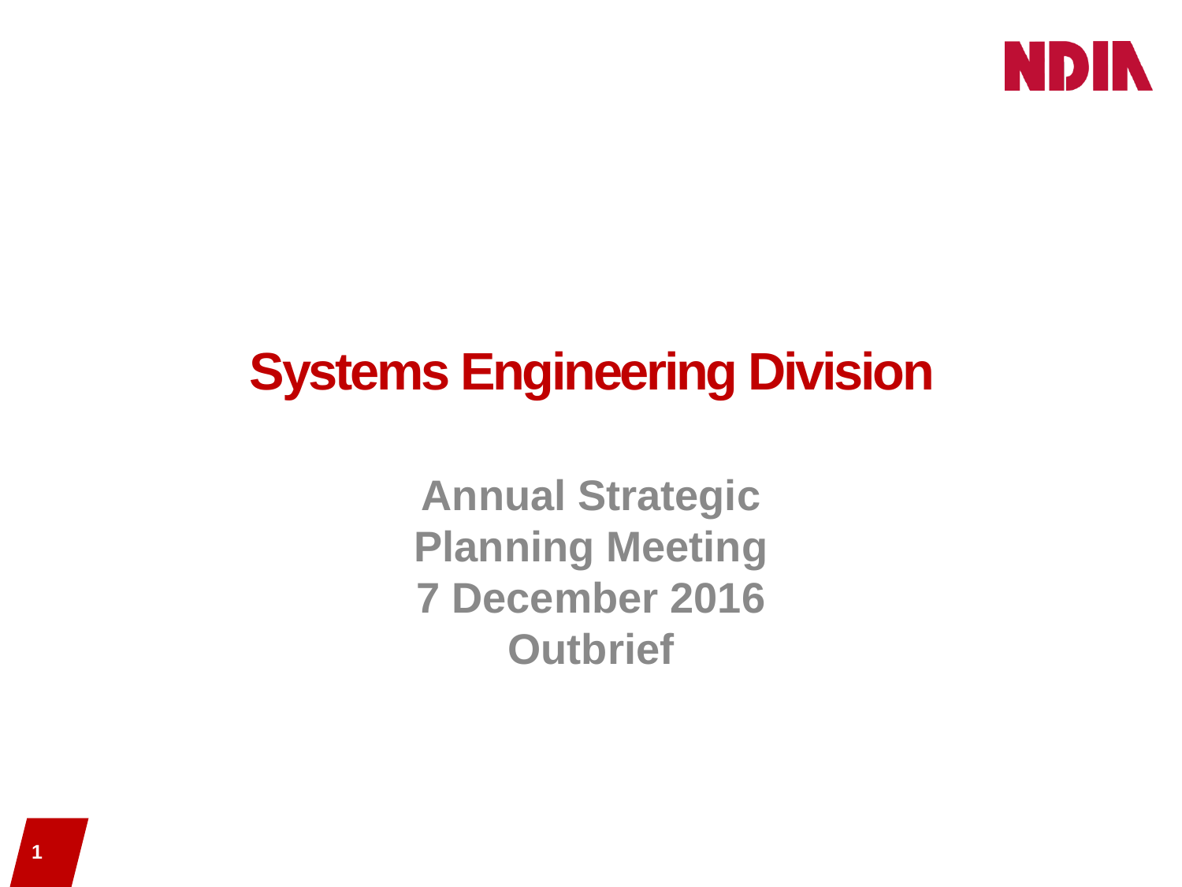# Systems Engineering Division

**Annual Strategic Planning Meeting**
**7 December 2016**
**Outbrief**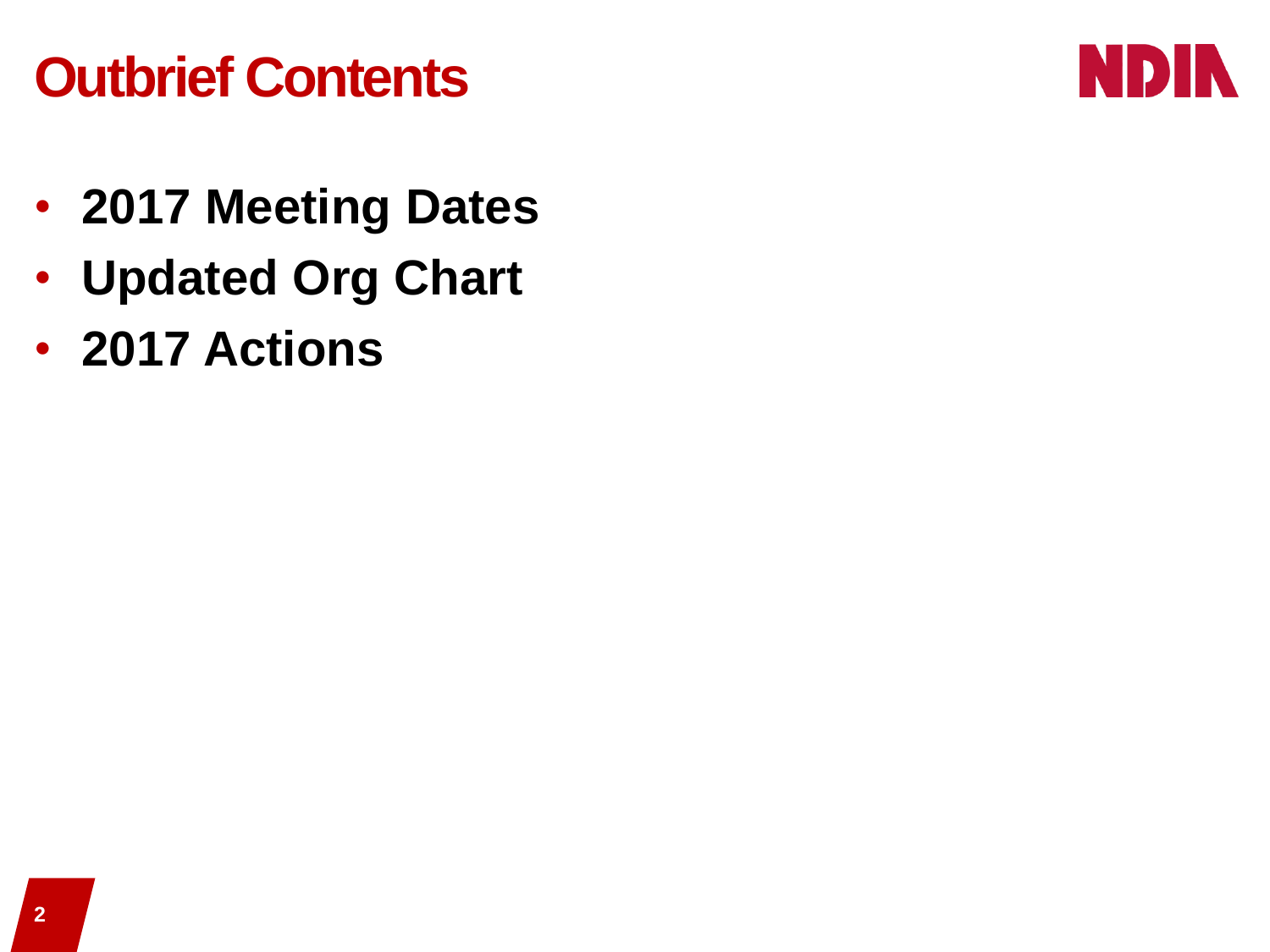# Outbrief Contents

- **2017 Meeting Dates**
- **Updated Org Chart**
- **2017 Actions**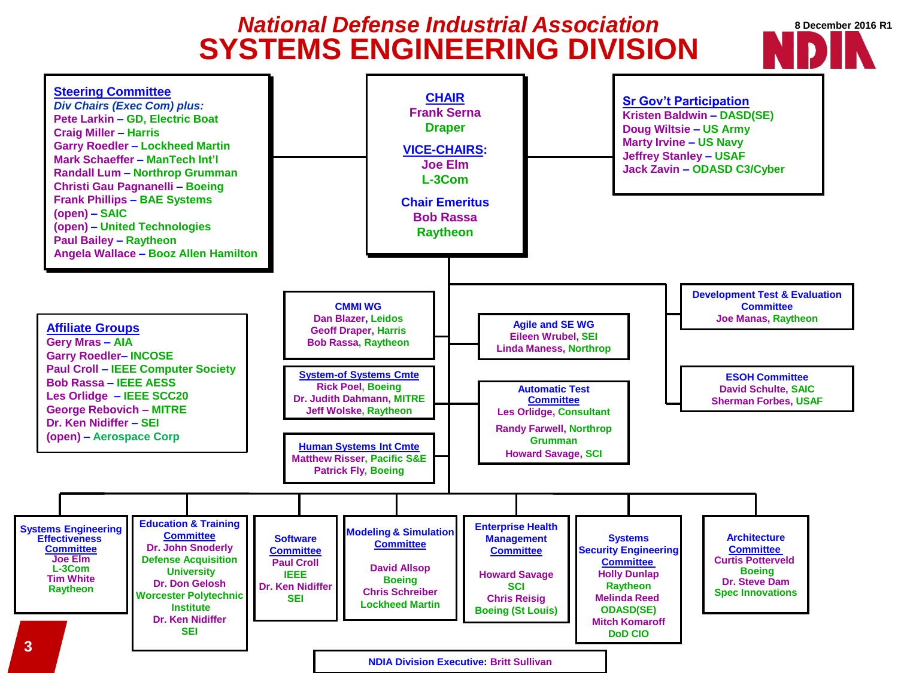# National Defense Industrial Association
# SYSTEMS ENGINEERING DIVISION

8 December 2016 R1

## Steering Committee

*Div Chairs (Exec Com) plus:*

- Pete Larkin – GD, Electric Boat
- Craig Miller – Harris
- Garry Roedler – Lockheed Martin
- Mark Schaeffer – ManTech Int'l
- Randall Lum – Northrop Grumman
- Christi Gau Pagnanelli – Boeing
- Frank Phillips – BAE Systems
- (open) – SAIC
- (open) – United Technologies
- Paul Bailey – Raytheon
- Angela Wallace – Booz Allen Hamilton

## CHAIR

Frank Serna
Draper

**VICE-CHAIRS:**
Joe Elm
L-3Com

**Chair Emeritus**
Bob Rassa
Raytheon

## Sr Gov't Participation

- Kristen Baldwin – DASD(SE)
- Doug Wiltsie – US Army
- Marty Irvine – US Navy
- Jeffrey Stanley – USAF
- Jack Zavin – ODASD C3/Cyber

## Affiliate Groups

- Gery Mras – AIA
- Garry Roedler– INCOSE
- Paul Croll – IEEE Computer Society
- Bob Rassa – IEEE AESS
- Les Orlidge – IEEE SCC20
- George Rebovich – MITRE
- Dr. Ken Nidiffer – SEI
- (open) – Aerospace Corp

## CMMI WG
Dan Blazer, Leidos
Geoff Draper, Harris
Bob Rassa, Raytheon

## System-of Systems Cmte
Rick Poel, Boeing
Dr. Judith Dahmann, MITRE
Jeff Wolske, Raytheon

## Human Systems Int Cmte
Matthew Risser, Pacific S&E
Patrick Fly, Boeing

## Agile and SE WG
Eileen Wrubel, SEI
Linda Maness, Northrop

## Automatic Test Committee
Les Orlidge, Consultant
Randy Farwell, Northrop Grumman
Howard Savage, SCI

## Development Test & Evaluation Committee
Joe Manas, Raytheon

## ESOH Committee
David Schulte, SAIC
Sherman Forbes, USAF

## Systems Engineering Effectiveness Committee
Joe Elm
L-3Com
Tim White
Raytheon

## Education & Training Committee
Dr. John Snoderly
Defense Acquisition University
Dr. Don Gelosh
Worcester Polytechnic Institute
Dr. Ken Nidiffer
SEI

## Software Committee
Paul Croll
IEEE
Dr. Ken Nidiffer
SEI

## Modeling & Simulation Committee
David Allsop
Boeing
Chris Schreiber
Lockheed Martin

## Enterprise Health Management Committee
Howard Savage
SCI
Chris Reisig
Boeing (St Louis)

## Systems Security Engineering Committee
Holly Dunlap
Raytheon
Melinda Reed
ODASD(SE)
Mitch Komaroff
DoD CIO

## Architecture Committee
Curtis Potterveld
Boeing
Dr. Steve Dam
Spec Innovations

**NDIA Division Executive:** Britt Sullivan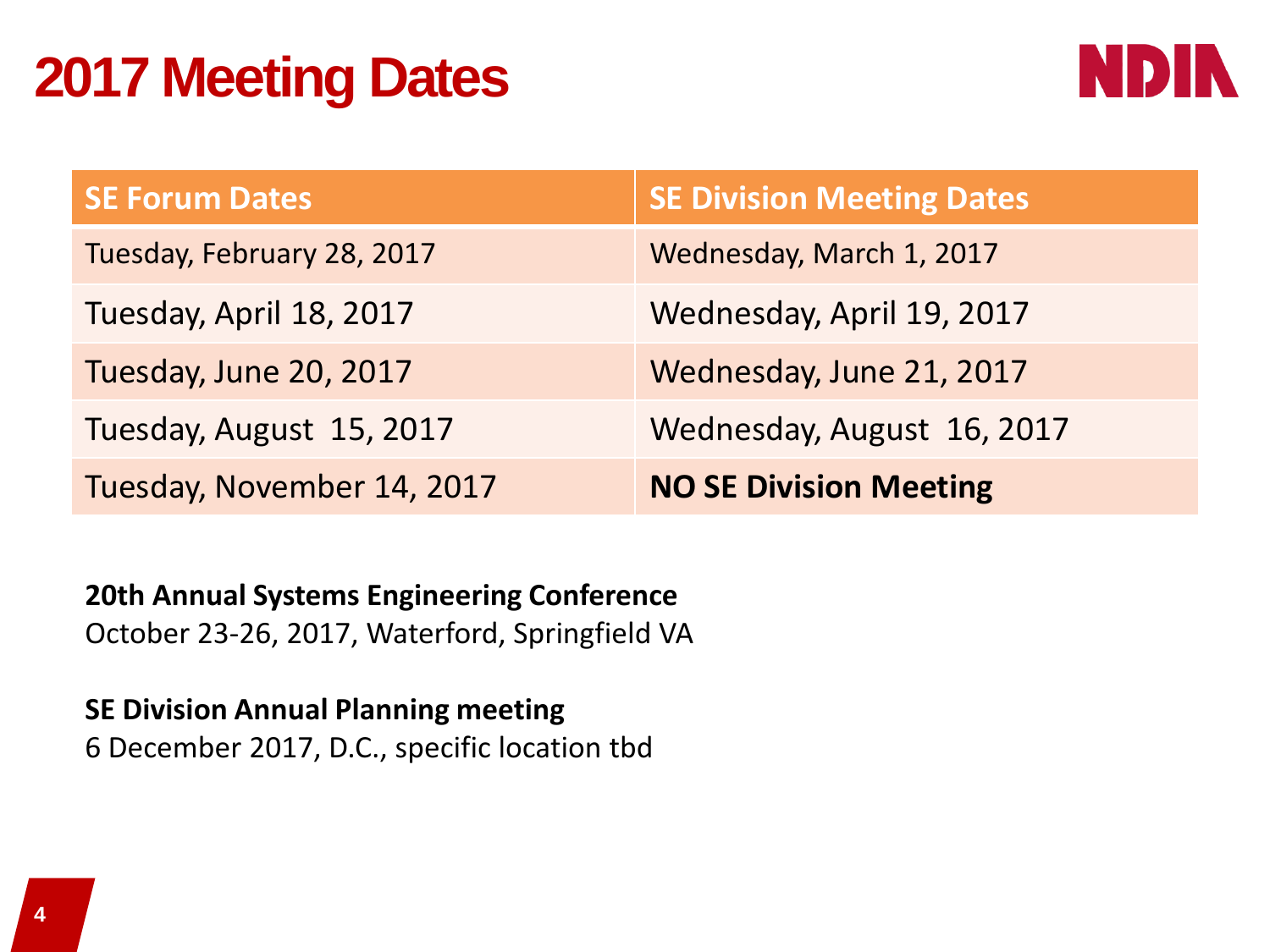# 2017 Meeting Dates

| SE Forum Dates | SE Division Meeting Dates |
|---|---|
| Tuesday, February 28, 2017 | Wednesday, March 1, 2017 |
| Tuesday, April 18, 2017 | Wednesday, April 19, 2017 |
| Tuesday, June 20, 2017 | Wednesday, June 21, 2017 |
| Tuesday, August 15, 2017 | Wednesday, August 16, 2017 |
| Tuesday, November 14, 2017 | **NO SE Division Meeting** |

**20th Annual Systems Engineering Conference**
October 23-26, 2017, Waterford, Springfield VA

**SE Division Annual Planning meeting**
6 December 2017, D.C., specific location tbd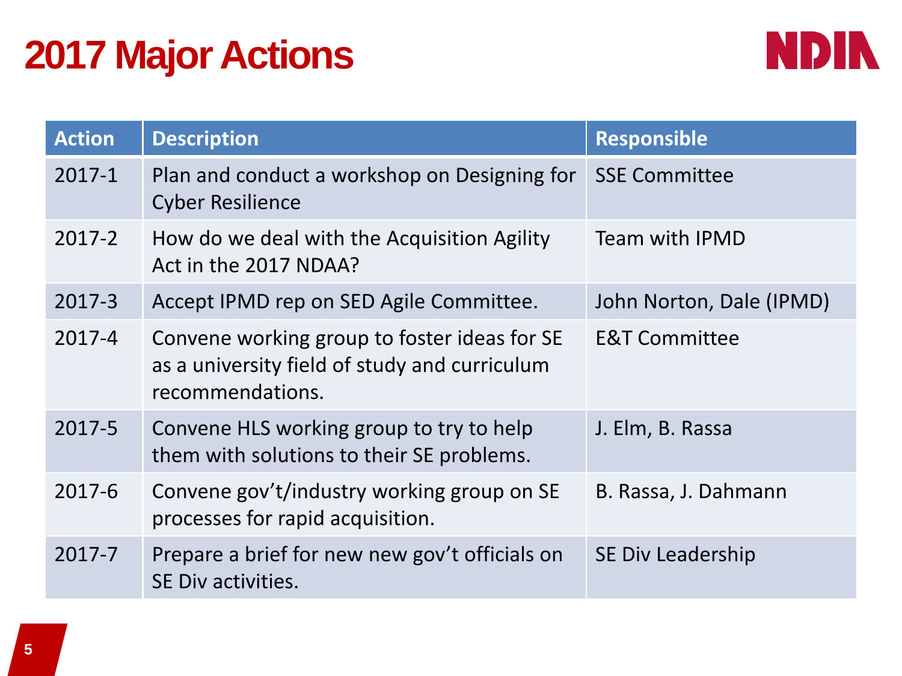# 2017 Major Actions

| Action | Description | Responsible |
|---|---|---|
| 2017-1 | Plan and conduct a workshop on Designing for Cyber Resilience | SSE Committee |
| 2017-2 | How do we deal with the Acquisition Agility Act in the 2017 NDAA? | Team with IPMD |
| 2017-3 | Accept IPMD rep on SED Agile Committee. | John Norton, Dale (IPMD) |
| 2017-4 | Convene working group to foster ideas for SE as a university field of study and curriculum recommendations. | E&T Committee |
| 2017-5 | Convene HLS working group to try to help them with solutions to their SE problems. | J. Elm, B. Rassa |
| 2017-6 | Convene gov't/industry working group on SE processes for rapid acquisition. | B. Rassa, J. Dahmann |
| 2017-7 | Prepare a brief for new new gov't officials on SE Div activities. | SE Div Leadership |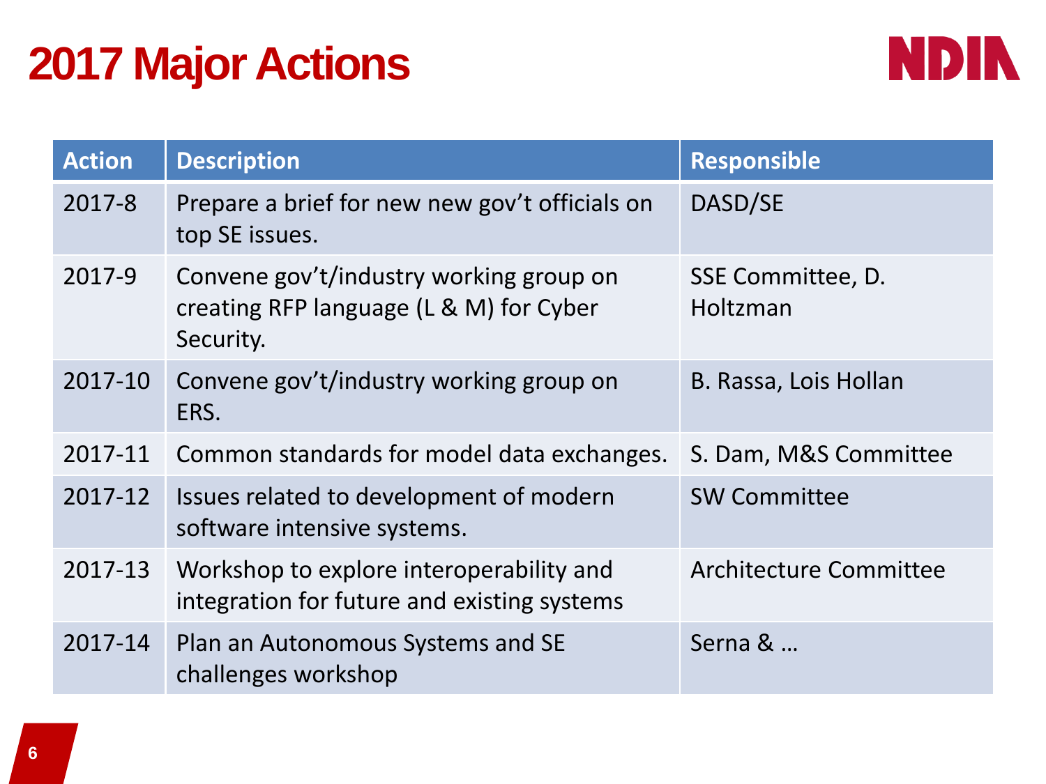# 2017 Major Actions

| Action | Description | Responsible |
|---|---|---|
| 2017-8 | Prepare a brief for new new gov't officials on top SE issues. | DASD/SE |
| 2017-9 | Convene gov't/industry working group on creating RFP language (L & M) for Cyber Security. | SSE Committee, D. Holtzman |
| 2017-10 | Convene gov't/industry working group on ERS. | B. Rassa, Lois Hollan |
| 2017-11 | Common standards for model data exchanges. | S. Dam, M&S Committee |
| 2017-12 | Issues related to development of modern software intensive systems. | SW Committee |
| 2017-13 | Workshop to explore interoperability and integration for future and existing systems | Architecture Committee |
| 2017-14 | Plan an Autonomous Systems and SE challenges workshop | Serna & … |